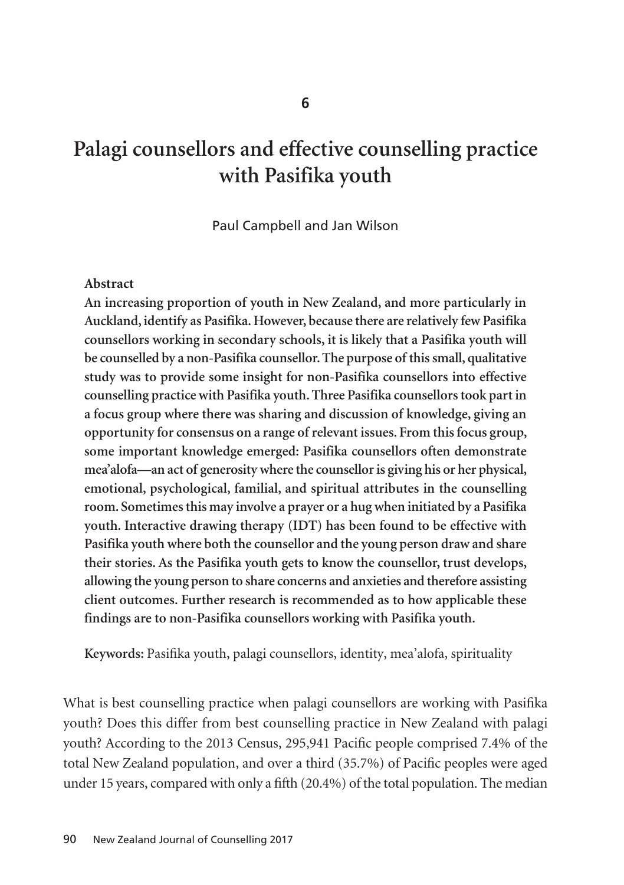6

# Palagi counsellors and effective counselling practice with Pasifika youth

Paul Campbell and Jan Wilson

**Abstract**

**An increasing proportion of youth in New Zealand, and more particularly in Auckland, identify as Pasifika. However, because there are relatively few Pasifika counsellors working in secondary schools, it is likely that a Pasifika youth will be counselled by a non-Pasifika counsellor. The purpose of this small, qualitative study was to provide some insight for non-Pasifika counsellors into effective counselling practice with Pasifika youth. Three Pasifika counsellors took part in a focus group where there was sharing and discussion of knowledge, giving an opportunity for consensus on a range of relevant issues. From this focus group, some important knowledge emerged: Pasifika counsellors often demonstrate mea'alofa—an act of generosity where the counsellor is giving his or her physical, emotional, psychological, familial, and spiritual attributes in the counselling room. Sometimes this may involve a prayer or a hug when initiated by a Pasifika youth. Interactive drawing therapy (IDT) has been found to be effective with Pasifika youth where both the counsellor and the young person draw and share their stories. As the Pasifika youth gets to know the counsellor, trust develops, allowing the young person to share concerns and anxieties and therefore assisting client outcomes. Further research is recommended as to how applicable these findings are to non-Pasifika counsellors working with Pasifika youth.**

**Keywords:** Pasifika youth, palagi counsellors, identity, mea'alofa, spirituality

What is best counselling practice when palagi counsellors are working with Pasifika youth? Does this differ from best counselling practice in New Zealand with palagi youth? According to the 2013 Census, 295,941 Pacific people comprised 7.4% of the total New Zealand population, and over a third (35.7%) of Pacific peoples were aged under 15 years, compared with only a fifth (20.4%) of the total population. The median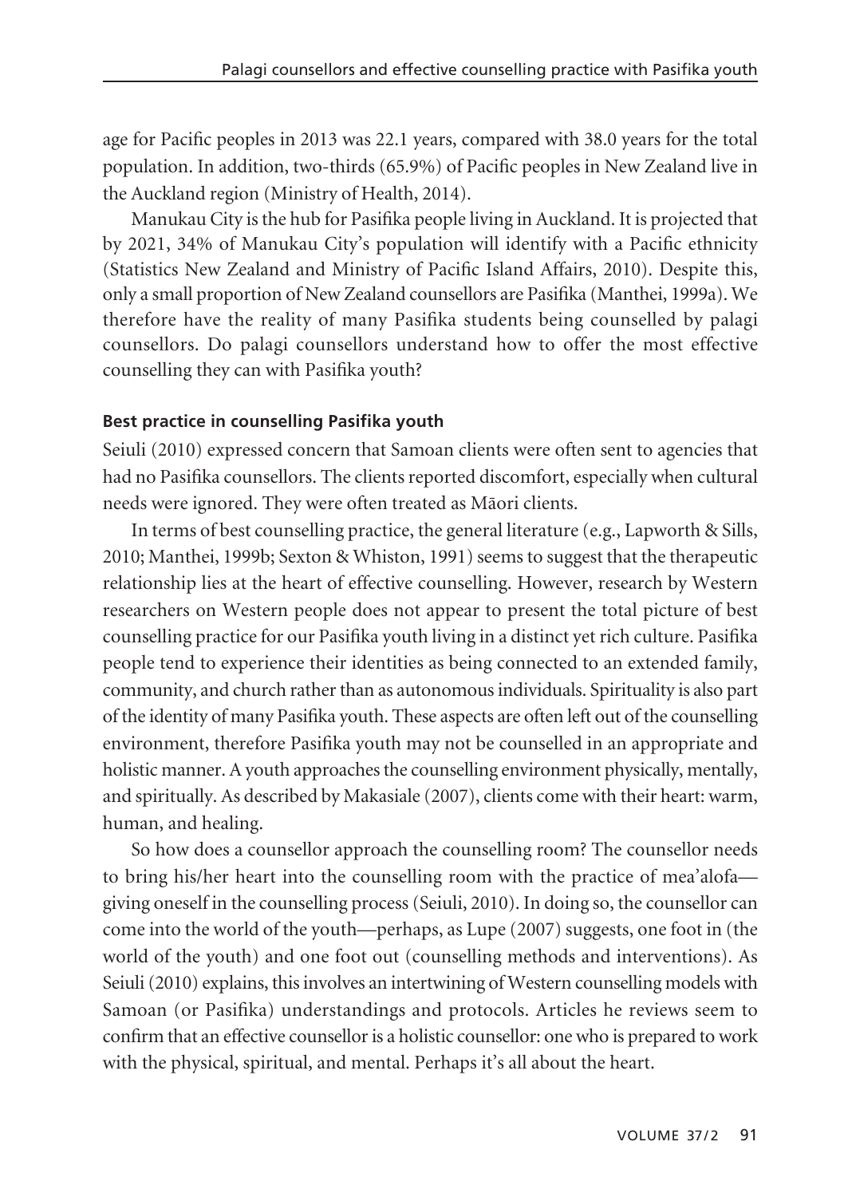age for Pacific peoples in 2013 was 22.1 years, compared with 38.0 years for the total population. In addition, two-thirds (65.9%) of Pacific peoples in New Zealand live in the Auckland region (Ministry of Health, 2014).

Manukau City is the hub for Pasifika people living in Auckland. It is projected that by 2021, 34% of Manukau City's population will identify with a Pacific ethnicity (Statistics New Zealand and Ministry of Pacific Island Affairs, 2010). Despite this, only a small proportion of New Zealand counsellors are Pasifika (Manthei, 1999a). We therefore have the reality of many Pasifika students being counselled by palagi counsellors. Do palagi counsellors understand how to offer the most effective counselling they can with Pasifika youth?

### Best practice in counselling Pasifika youth

Seiuli (2010) expressed concern that Samoan clients were often sent to agencies that had no Pasifika counsellors. The clients reported discomfort, especially when cultural needs were ignored. They were often treated as Māori clients.

In terms of best counselling practice, the general literature (e.g., Lapworth & Sills, 2010; Manthei, 1999b; Sexton & Whiston, 1991) seems to suggest that the therapeutic relationship lies at the heart of effective counselling. However, research by Western researchers on Western people does not appear to present the total picture of best counselling practice for our Pasifika youth living in a distinct yet rich culture. Pasifika people tend to experience their identities as being connected to an extended family, community, and church rather than as autonomous individuals. Spirituality is also part of the identity of many Pasifika youth. These aspects are often left out of the counselling environment, therefore Pasifika youth may not be counselled in an appropriate and holistic manner. A youth approaches the counselling environment physically, mentally, and spiritually. As described by Makasiale (2007), clients come with their heart: warm, human, and healing.

So how does a counsellor approach the counselling room? The counsellor needs to bring his/her heart into the counselling room with the practice of mea'alofa—giving oneself in the counselling process (Seiuli, 2010). In doing so, the counsellor can come into the world of the youth—perhaps, as Lupe (2007) suggests, one foot in (the world of the youth) and one foot out (counselling methods and interventions). As Seiuli (2010) explains, this involves an intertwining of Western counselling models with Samoan (or Pasifika) understandings and protocols. Articles he reviews seem to confirm that an effective counsellor is a holistic counsellor: one who is prepared to work with the physical, spiritual, and mental. Perhaps it's all about the heart.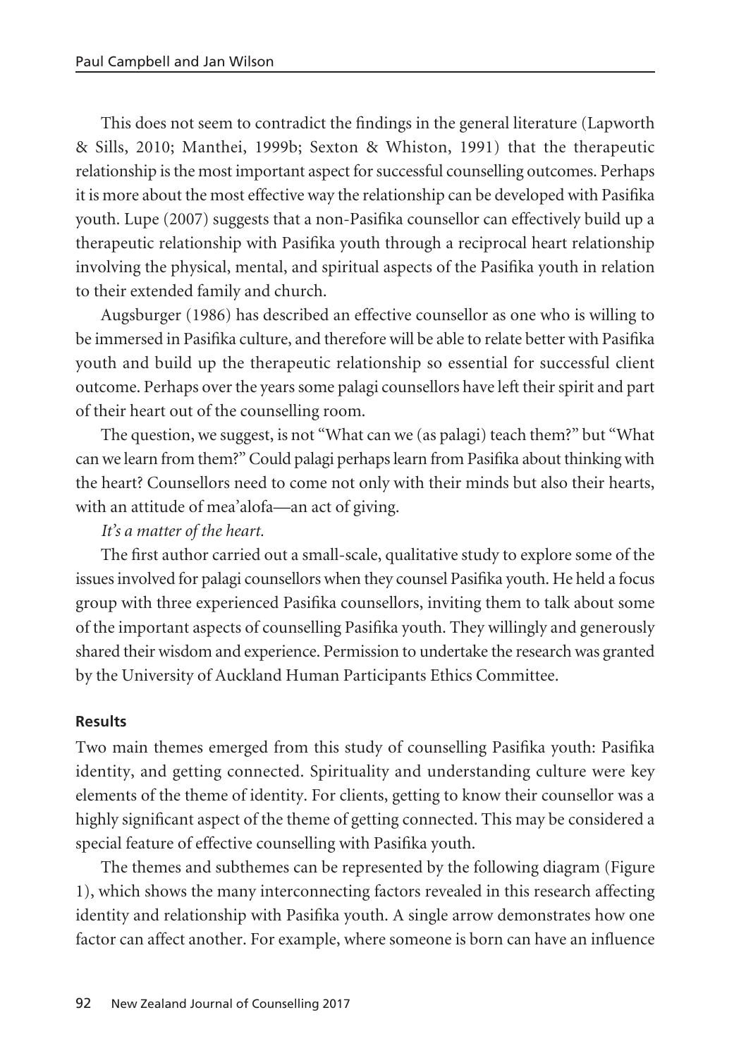This does not seem to contradict the findings in the general literature (Lapworth & Sills, 2010; Manthei, 1999b; Sexton & Whiston, 1991) that the therapeutic relationship is the most important aspect for successful counselling outcomes. Perhaps it is more about the most effective way the relationship can be developed with Pasifika youth. Lupe (2007) suggests that a non-Pasifika counsellor can effectively build up a therapeutic relationship with Pasifika youth through a reciprocal heart relationship involving the physical, mental, and spiritual aspects of the Pasifika youth in relation to their extended family and church.

Augsburger (1986) has described an effective counsellor as one who is willing to be immersed in Pasifika culture, and therefore will be able to relate better with Pasifika youth and build up the therapeutic relationship so essential for successful client outcome. Perhaps over the years some palagi counsellors have left their spirit and part of their heart out of the counselling room.

The question, we suggest, is not "What can we (as palagi) teach them?" but "What can we learn from them?" Could palagi perhaps learn from Pasifika about thinking with the heart? Counsellors need to come not only with their minds but also their hearts, with an attitude of mea'alofa—an act of giving.

*It's a matter of the heart.*

The first author carried out a small-scale, qualitative study to explore some of the issues involved for palagi counsellors when they counsel Pasifika youth. He held a focus group with three experienced Pasifika counsellors, inviting them to talk about some of the important aspects of counselling Pasifika youth. They willingly and generously shared their wisdom and experience. Permission to undertake the research was granted by the University of Auckland Human Participants Ethics Committee.

#### Results

Two main themes emerged from this study of counselling Pasifika youth: Pasifika identity, and getting connected. Spirituality and understanding culture were key elements of the theme of identity. For clients, getting to know their counsellor was a highly significant aspect of the theme of getting connected. This may be considered a special feature of effective counselling with Pasifika youth.

The themes and subthemes can be represented by the following diagram (Figure 1), which shows the many interconnecting factors revealed in this research affecting identity and relationship with Pasifika youth. A single arrow demonstrates how one factor can affect another. For example, where someone is born can have an influence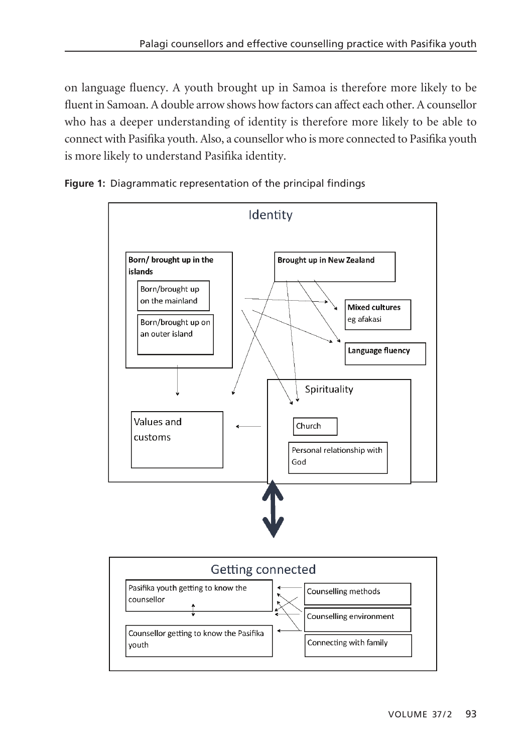on language fluency. A youth brought up in Samoa is therefore more likely to be fluent in Samoan. A double arrow shows how factors can affect each other. A counsellor who has a deeper understanding of identity is therefore more likely to be able to connect with Pasifika youth. Also, a counsellor who is more connected to Pasifika youth is more likely to understand Pasifika identity.

**Figure 1:** Diagrammatic representation of the principal findings

Identity

**Born/ brought up in the islands**

Born/brought up on the mainland

Born/brought up on an outer island

**Brought up in New Zealand**

**Mixed cultures** eg afakasi

**Language fluency**

Values and customs

Spirituality

Church

Personal relationship with God

Getting connected

Pasifika youth getting to know the counsellor

Counsellor getting to know the Pasifika youth

Counselling methods

Counselling environment

Connecting with family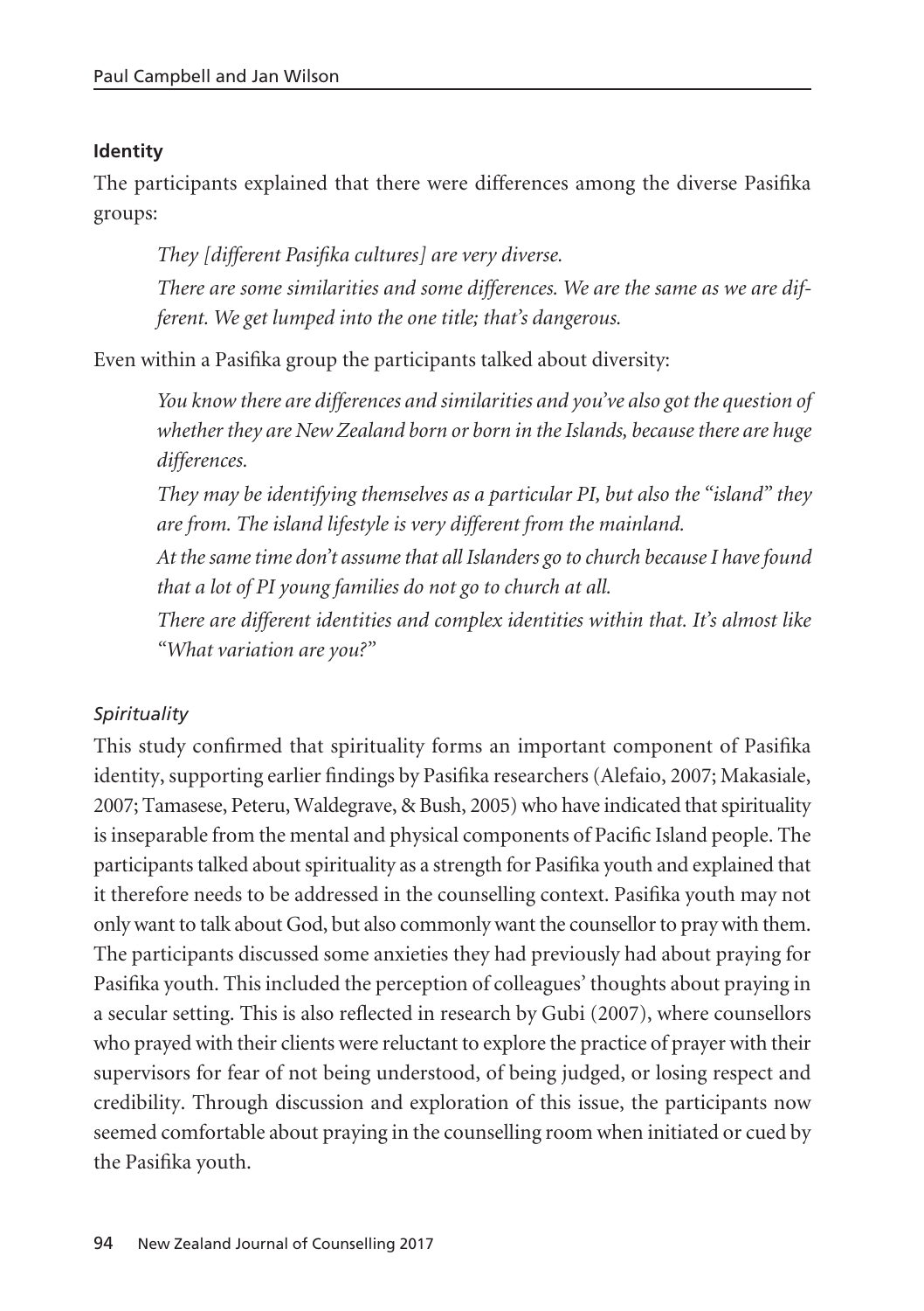### Identity

The participants explained that there were differences among the diverse Pasifika groups:

> *They [different Pasifika cultures] are very diverse.*
>
> *There are some similarities and some differences. We are the same as we are different. We get lumped into the one title; that's dangerous.*

Even within a Pasifika group the participants talked about diversity:

> *You know there are differences and similarities and you've also got the question of whether they are New Zealand born or born in the Islands, because there are huge differences.*
>
> *They may be identifying themselves as a particular PI, but also the "island" they are from. The island lifestyle is very different from the mainland.*
>
> *At the same time don't assume that all Islanders go to church because I have found that a lot of PI young families do not go to church at all.*
>
> *There are different identities and complex identities within that. It's almost like "What variation are you?"*

#### *Spirituality*

This study confirmed that spirituality forms an important component of Pasifika identity, supporting earlier findings by Pasifika researchers (Alefaio, 2007; Makasiale, 2007; Tamasese, Peteru, Waldegrave, & Bush, 2005) who have indicated that spirituality is inseparable from the mental and physical components of Pacific Island people. The participants talked about spirituality as a strength for Pasifika youth and explained that it therefore needs to be addressed in the counselling context. Pasifika youth may not only want to talk about God, but also commonly want the counsellor to pray with them. The participants discussed some anxieties they had previously had about praying for Pasifika youth. This included the perception of colleagues' thoughts about praying in a secular setting. This is also reflected in research by Gubi (2007), where counsellors who prayed with their clients were reluctant to explore the practice of prayer with their supervisors for fear of not being understood, of being judged, or losing respect and credibility. Through discussion and exploration of this issue, the participants now seemed comfortable about praying in the counselling room when initiated or cued by the Pasifika youth.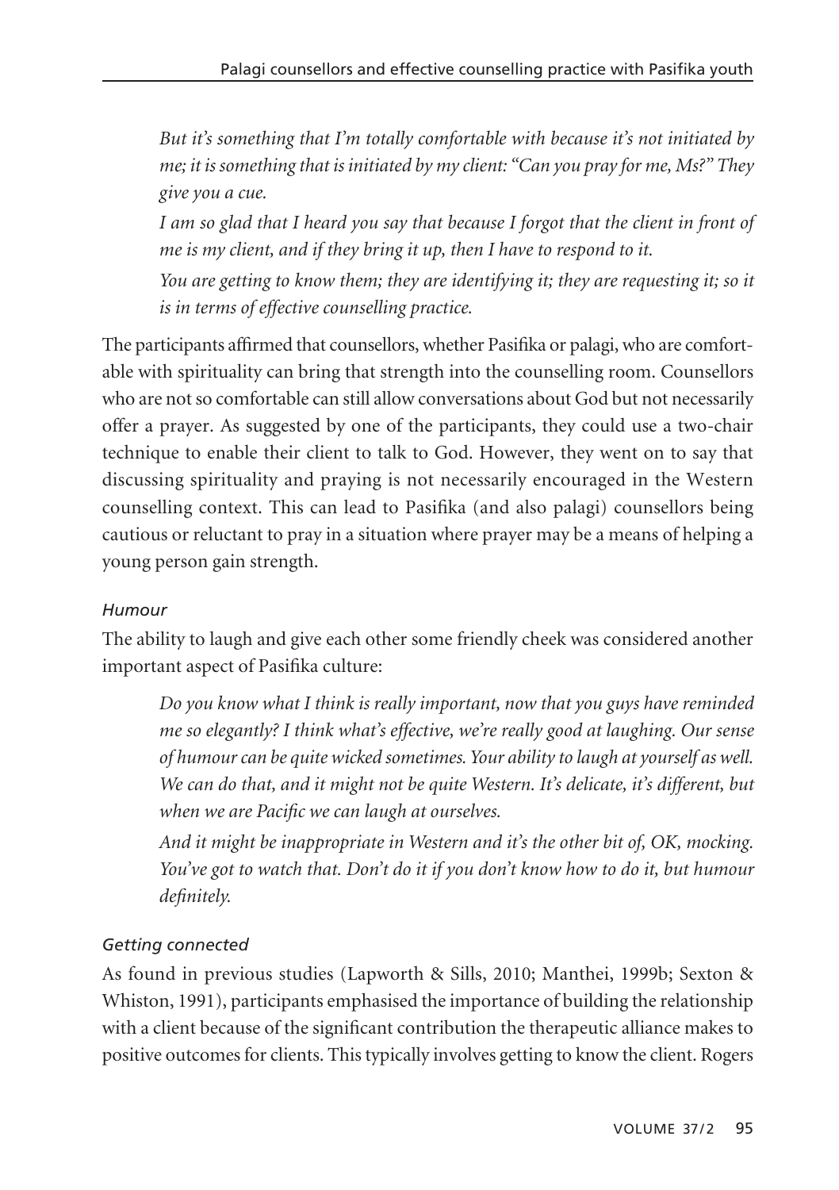*But it's something that I'm totally comfortable with because it's not initiated by me; it is something that is initiated by my client: "Can you pray for me, Ms?" They give you a cue.*

*I am so glad that I heard you say that because I forgot that the client in front of me is my client, and if they bring it up, then I have to respond to it.*

*You are getting to know them; they are identifying it; they are requesting it; so it is in terms of effective counselling practice.*

The participants affirmed that counsellors, whether Pasifika or palagi, who are comfortable with spirituality can bring that strength into the counselling room. Counsellors who are not so comfortable can still allow conversations about God but not necessarily offer a prayer. As suggested by one of the participants, they could use a two-chair technique to enable their client to talk to God. However, they went on to say that discussing spirituality and praying is not necessarily encouraged in the Western counselling context. This can lead to Pasifika (and also palagi) counsellors being cautious or reluctant to pray in a situation where prayer may be a means of helping a young person gain strength.

### *Humour*

The ability to laugh and give each other some friendly cheek was considered another important aspect of Pasifika culture:

*Do you know what I think is really important, now that you guys have reminded me so elegantly? I think what's effective, we're really good at laughing. Our sense of humour can be quite wicked sometimes. Your ability to laugh at yourself as well. We can do that, and it might not be quite Western. It's delicate, it's different, but when we are Pacific we can laugh at ourselves.*

*And it might be inappropriate in Western and it's the other bit of, OK, mocking. You've got to watch that. Don't do it if you don't know how to do it, but humour definitely.*

### *Getting connected*

As found in previous studies (Lapworth & Sills, 2010; Manthei, 1999b; Sexton & Whiston, 1991), participants emphasised the importance of building the relationship with a client because of the significant contribution the therapeutic alliance makes to positive outcomes for clients. This typically involves getting to know the client. Rogers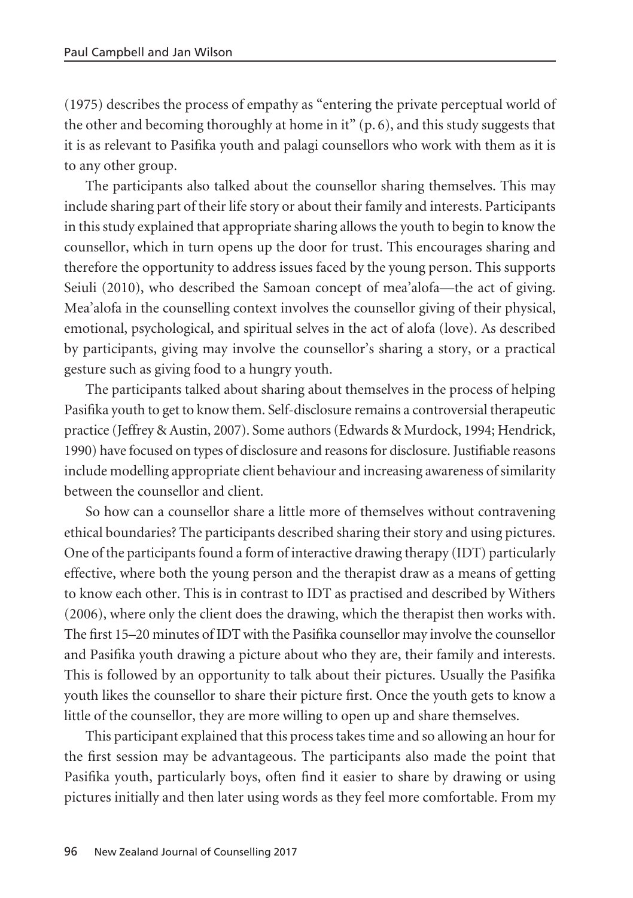(1975) describes the process of empathy as "entering the private perceptual world of the other and becoming thoroughly at home in it" (p. 6), and this study suggests that it is as relevant to Pasifika youth and palagi counsellors who work with them as it is to any other group.

The participants also talked about the counsellor sharing themselves. This may include sharing part of their life story or about their family and interests. Participants in this study explained that appropriate sharing allows the youth to begin to know the counsellor, which in turn opens up the door for trust. This encourages sharing and therefore the opportunity to address issues faced by the young person. This supports Seiuli (2010), who described the Samoan concept of mea'alofa—the act of giving. Mea'alofa in the counselling context involves the counsellor giving of their physical, emotional, psychological, and spiritual selves in the act of alofa (love). As described by participants, giving may involve the counsellor's sharing a story, or a practical gesture such as giving food to a hungry youth.

The participants talked about sharing about themselves in the process of helping Pasifika youth to get to know them. Self-disclosure remains a controversial therapeutic practice (Jeffrey & Austin, 2007). Some authors (Edwards & Murdock, 1994; Hendrick, 1990) have focused on types of disclosure and reasons for disclosure. Justifiable reasons include modelling appropriate client behaviour and increasing awareness of similarity between the counsellor and client.

So how can a counsellor share a little more of themselves without contravening ethical boundaries? The participants described sharing their story and using pictures. One of the participants found a form of interactive drawing therapy (IDT) particularly effective, where both the young person and the therapist draw as a means of getting to know each other. This is in contrast to IDT as practised and described by Withers (2006), where only the client does the drawing, which the therapist then works with. The first 15–20 minutes of IDT with the Pasifika counsellor may involve the counsellor and Pasifika youth drawing a picture about who they are, their family and interests. This is followed by an opportunity to talk about their pictures. Usually the Pasifika youth likes the counsellor to share their picture first. Once the youth gets to know a little of the counsellor, they are more willing to open up and share themselves.

This participant explained that this process takes time and so allowing an hour for the first session may be advantageous. The participants also made the point that Pasifika youth, particularly boys, often find it easier to share by drawing or using pictures initially and then later using words as they feel more comfortable. From my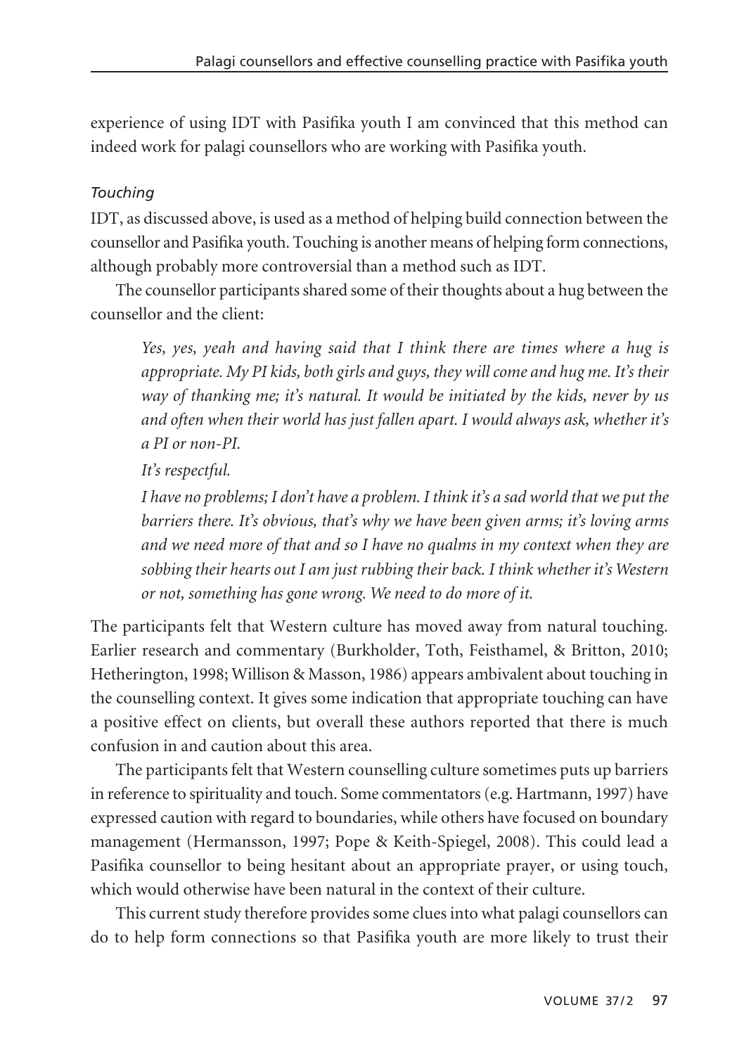experience of using IDT with Pasifika youth I am convinced that this method can indeed work for palagi counsellors who are working with Pasifika youth.

*Touching*

IDT, as discussed above, is used as a method of helping build connection between the counsellor and Pasifika youth. Touching is another means of helping form connections, although probably more controversial than a method such as IDT.

The counsellor participants shared some of their thoughts about a hug between the counsellor and the client:

> *Yes, yes, yeah and having said that I think there are times where a hug is appropriate. My PI kids, both girls and guys, they will come and hug me. It's their way of thanking me; it's natural. It would be initiated by the kids, never by us and often when their world has just fallen apart. I would always ask, whether it's a PI or non-PI.*
>
> *It's respectful.*
>
> *I have no problems; I don't have a problem. I think it's a sad world that we put the barriers there. It's obvious, that's why we have been given arms; it's loving arms and we need more of that and so I have no qualms in my context when they are sobbing their hearts out I am just rubbing their back. I think whether it's Western or not, something has gone wrong. We need to do more of it.*

The participants felt that Western culture has moved away from natural touching. Earlier research and commentary (Burkholder, Toth, Feisthamel, & Britton, 2010; Hetherington, 1998; Willison & Masson, 1986) appears ambivalent about touching in the counselling context. It gives some indication that appropriate touching can have a positive effect on clients, but overall these authors reported that there is much confusion in and caution about this area.

The participants felt that Western counselling culture sometimes puts up barriers in reference to spirituality and touch. Some commentators (e.g. Hartmann, 1997) have expressed caution with regard to boundaries, while others have focused on boundary management (Hermansson, 1997; Pope & Keith-Spiegel, 2008). This could lead a Pasifika counsellor to being hesitant about an appropriate prayer, or using touch, which would otherwise have been natural in the context of their culture.

This current study therefore provides some clues into what palagi counsellors can do to help form connections so that Pasifika youth are more likely to trust their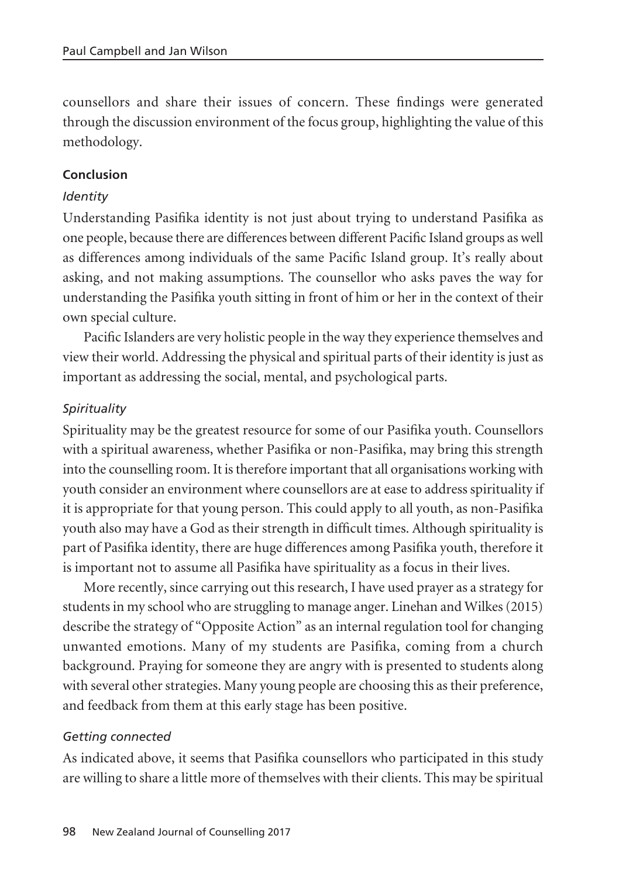counsellors and share their issues of concern. These findings were generated through the discussion environment of the focus group, highlighting the value of this methodology.

## Conclusion

### *Identity*

Understanding Pasifika identity is not just about trying to understand Pasifika as one people, because there are differences between different Pacific Island groups as well as differences among individuals of the same Pacific Island group. It's really about asking, and not making assumptions. The counsellor who asks paves the way for understanding the Pasifika youth sitting in front of him or her in the context of their own special culture.

Pacific Islanders are very holistic people in the way they experience themselves and view their world. Addressing the physical and spiritual parts of their identity is just as important as addressing the social, mental, and psychological parts.

### *Spirituality*

Spirituality may be the greatest resource for some of our Pasifika youth. Counsellors with a spiritual awareness, whether Pasifika or non-Pasifika, may bring this strength into the counselling room. It is therefore important that all organisations working with youth consider an environment where counsellors are at ease to address spirituality if it is appropriate for that young person. This could apply to all youth, as non-Pasifika youth also may have a God as their strength in difficult times. Although spirituality is part of Pasifika identity, there are huge differences among Pasifika youth, therefore it is important not to assume all Pasifika have spirituality as a focus in their lives.

More recently, since carrying out this research, I have used prayer as a strategy for students in my school who are struggling to manage anger. Linehan and Wilkes (2015) describe the strategy of "Opposite Action" as an internal regulation tool for changing unwanted emotions. Many of my students are Pasifika, coming from a church background. Praying for someone they are angry with is presented to students along with several other strategies. Many young people are choosing this as their preference, and feedback from them at this early stage has been positive.

### *Getting connected*

As indicated above, it seems that Pasifika counsellors who participated in this study are willing to share a little more of themselves with their clients. This may be spiritual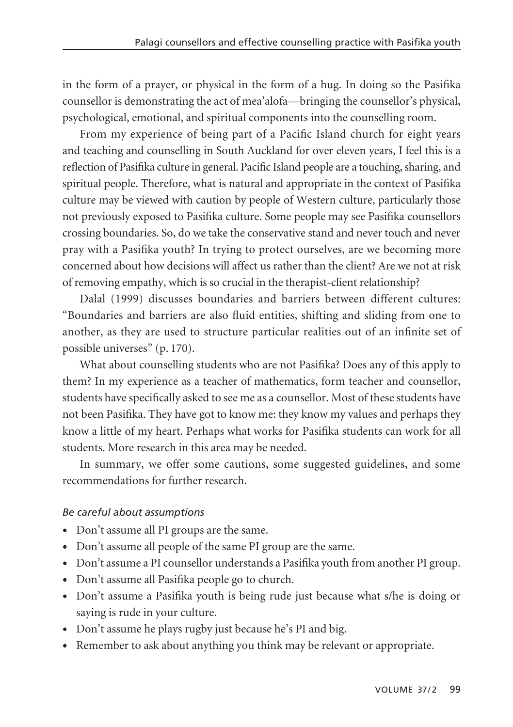in the form of a prayer, or physical in the form of a hug. In doing so the Pasifika counsellor is demonstrating the act of mea'alofa—bringing the counsellor's physical, psychological, emotional, and spiritual components into the counselling room.

From my experience of being part of a Pacific Island church for eight years and teaching and counselling in South Auckland for over eleven years, I feel this is a reflection of Pasifika culture in general. Pacific Island people are a touching, sharing, and spiritual people. Therefore, what is natural and appropriate in the context of Pasifika culture may be viewed with caution by people of Western culture, particularly those not previously exposed to Pasifika culture. Some people may see Pasifika counsellors crossing boundaries. So, do we take the conservative stand and never touch and never pray with a Pasifika youth? In trying to protect ourselves, are we becoming more concerned about how decisions will affect us rather than the client? Are we not at risk of removing empathy, which is so crucial in the therapist-client relationship?

Dalal (1999) discusses boundaries and barriers between different cultures: "Boundaries and barriers are also fluid entities, shifting and sliding from one to another, as they are used to structure particular realities out of an infinite set of possible universes" (p. 170).

What about counselling students who are not Pasifika? Does any of this apply to them? In my experience as a teacher of mathematics, form teacher and counsellor, students have specifically asked to see me as a counsellor. Most of these students have not been Pasifika. They have got to know me: they know my values and perhaps they know a little of my heart. Perhaps what works for Pasifika students can work for all students. More research in this area may be needed.

In summary, we offer some cautions, some suggested guidelines, and some recommendations for further research.

*Be careful about assumptions*

- Don't assume all PI groups are the same.
- Don't assume all people of the same PI group are the same.
- Don't assume a PI counsellor understands a Pasifika youth from another PI group.
- Don't assume all Pasifika people go to church.
- Don't assume a Pasifika youth is being rude just because what s/he is doing or saying is rude in your culture.
- Don't assume he plays rugby just because he's PI and big.
- Remember to ask about anything you think may be relevant or appropriate.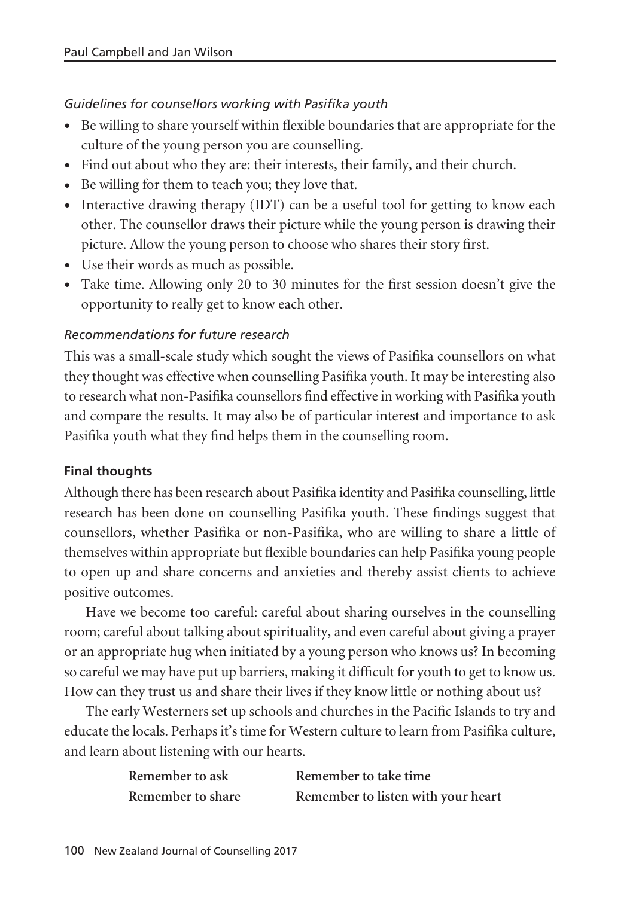*Guidelines for counsellors working with Pasifika youth*

- Be willing to share yourself within flexible boundaries that are appropriate for the culture of the young person you are counselling.
- Find out about who they are: their interests, their family, and their church.
- Be willing for them to teach you; they love that.
- Interactive drawing therapy (IDT) can be a useful tool for getting to know each other. The counsellor draws their picture while the young person is drawing their picture. Allow the young person to choose who shares their story first.
- Use their words as much as possible.
- Take time. Allowing only 20 to 30 minutes for the first session doesn't give the opportunity to really get to know each other.

*Recommendations for future research*

This was a small-scale study which sought the views of Pasifika counsellors on what they thought was effective when counselling Pasifika youth. It may be interesting also to research what non-Pasifika counsellors find effective in working with Pasifika youth and compare the results. It may also be of particular interest and importance to ask Pasifika youth what they find helps them in the counselling room.

**Final thoughts**

Although there has been research about Pasifika identity and Pasifika counselling, little research has been done on counselling Pasifika youth. These findings suggest that counsellors, whether Pasifika or non-Pasifika, who are willing to share a little of themselves within appropriate but flexible boundaries can help Pasifika young people to open up and share concerns and anxieties and thereby assist clients to achieve positive outcomes.

Have we become too careful: careful about sharing ourselves in the counselling room; careful about talking about spirituality, and even careful about giving a prayer or an appropriate hug when initiated by a young person who knows us? In becoming so careful we may have put up barriers, making it difficult for youth to get to know us. How can they trust us and share their lives if they know little or nothing about us?

The early Westerners set up schools and churches in the Pacific Islands to try and educate the locals. Perhaps it's time for Western culture to learn from Pasifika culture, and learn about listening with our hearts.

**Remember to ask** **Remember to take time**

**Remember to share** **Remember to listen with your heart**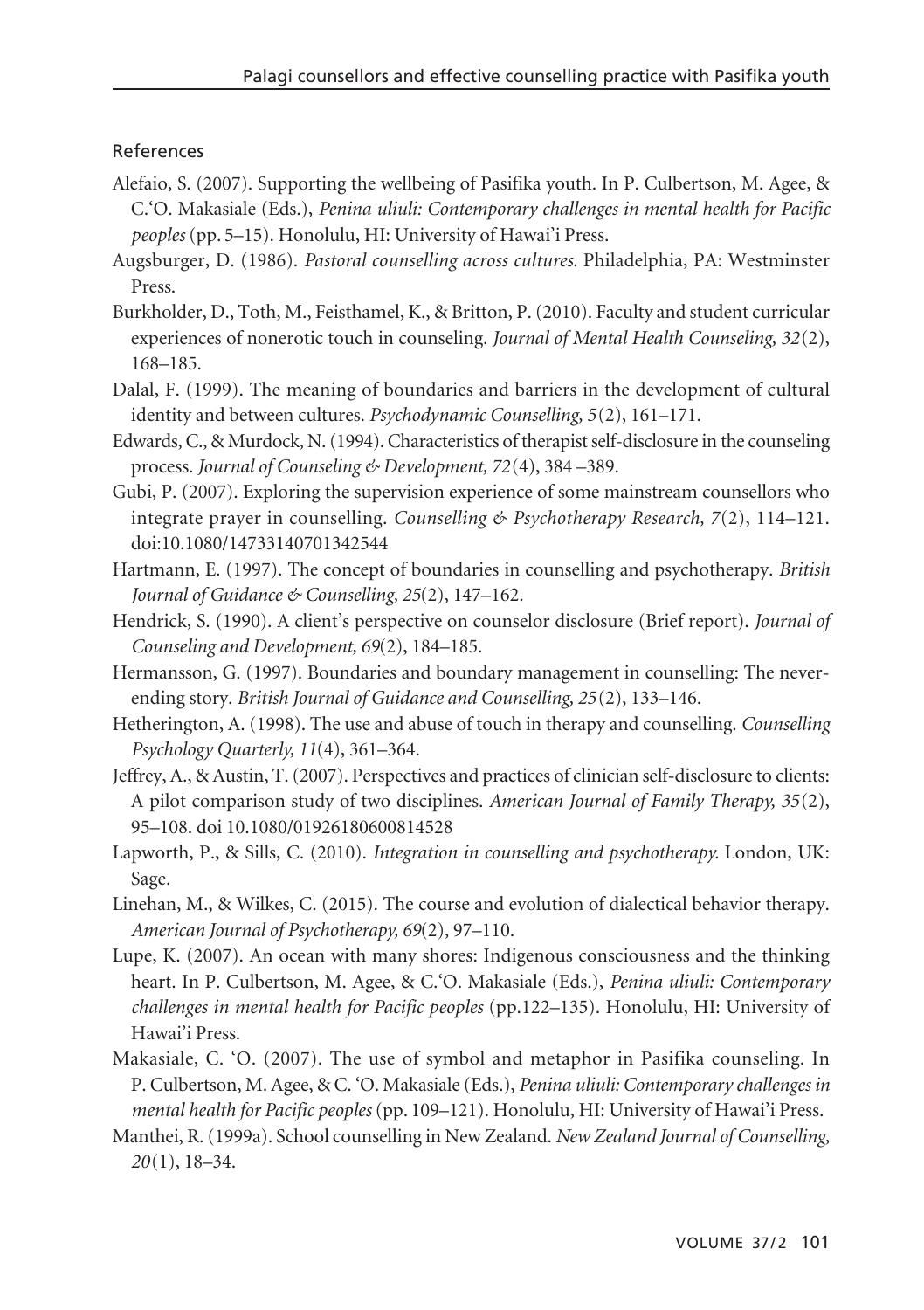References

Alefaio, S. (2007). Supporting the wellbeing of Pasifika youth. In P. Culbertson, M. Agee, & C.'O. Makasiale (Eds.), *Penina uliuli: Contemporary challenges in mental health for Pacific peoples* (pp. 5–15). Honolulu, HI: University of Hawai'i Press.

Augsburger, D. (1986). *Pastoral counselling across cultures.* Philadelphia, PA: Westminster Press.

Burkholder, D., Toth, M., Feisthamel, K., & Britton, P. (2010). Faculty and student curricular experiences of nonerotic touch in counseling. *Journal of Mental Health Counseling, 32*(2), 168–185.

Dalal, F. (1999). The meaning of boundaries and barriers in the development of cultural identity and between cultures. *Psychodynamic Counselling, 5*(2), 161–171.

Edwards, C., & Murdock, N. (1994). Characteristics of therapist self-disclosure in the counseling process. *Journal of Counseling & Development, 72*(4), 384 –389.

Gubi, P. (2007). Exploring the supervision experience of some mainstream counsellors who integrate prayer in counselling. *Counselling & Psychotherapy Research, 7*(2), 114–121. doi:10.1080/14733140701342544

Hartmann, E. (1997). The concept of boundaries in counselling and psychotherapy. *British Journal of Guidance & Counselling, 25*(2), 147–162.

Hendrick, S. (1990). A client's perspective on counselor disclosure (Brief report). *Journal of Counseling and Development, 69*(2), 184–185.

Hermansson, G. (1997). Boundaries and boundary management in counselling: The never-ending story. *British Journal of Guidance and Counselling, 25*(2), 133–146.

Hetherington, A. (1998). The use and abuse of touch in therapy and counselling. *Counselling Psychology Quarterly, 11*(4), 361–364.

Jeffrey, A., & Austin, T. (2007). Perspectives and practices of clinician self-disclosure to clients: A pilot comparison study of two disciplines. *American Journal of Family Therapy, 35*(2), 95–108. doi 10.1080/01926180600814528

Lapworth, P., & Sills, C. (2010). *Integration in counselling and psychotherapy.* London, UK: Sage.

Linehan, M., & Wilkes, C. (2015). The course and evolution of dialectical behavior therapy. *American Journal of Psychotherapy, 69*(2), 97–110.

Lupe, K. (2007). An ocean with many shores: Indigenous consciousness and the thinking heart. In P. Culbertson, M. Agee, & C.'O. Makasiale (Eds.), *Penina uliuli: Contemporary challenges in mental health for Pacific peoples* (pp.122–135). Honolulu, HI: University of Hawai'i Press.

Makasiale, C. 'O. (2007). The use of symbol and metaphor in Pasifika counseling. In P. Culbertson, M. Agee, & C. 'O. Makasiale (Eds.), *Penina uliuli: Contemporary challenges in mental health for Pacific peoples* (pp. 109–121). Honolulu, HI: University of Hawai'i Press.

Manthei, R. (1999a). School counselling in New Zealand. *New Zealand Journal of Counselling, 20*(1), 18–34.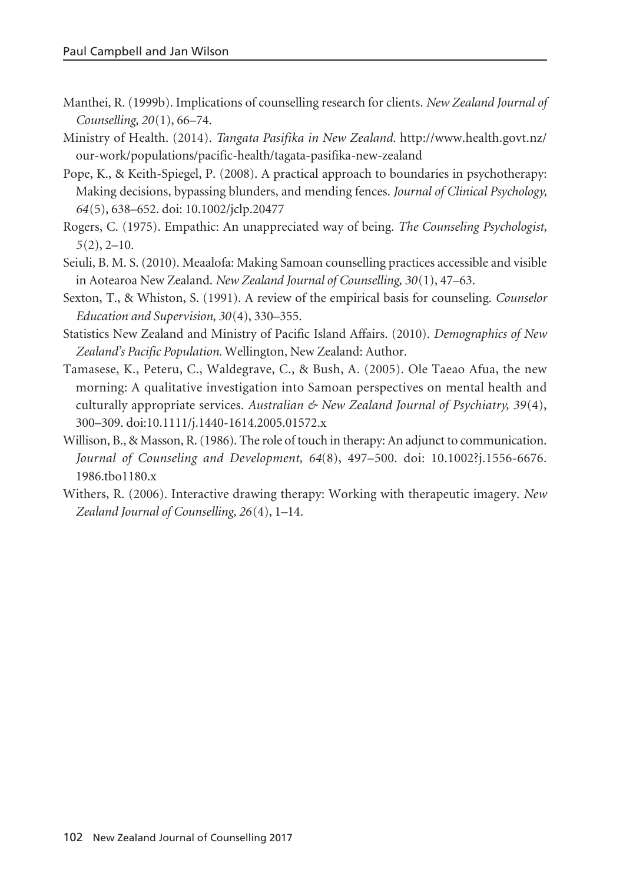Manthei, R. (1999b). Implications of counselling research for clients. *New Zealand Journal of Counselling, 20*(1), 66–74.

Ministry of Health. (2014). *Tangata Pasifika in New Zealand.* http://www.health.govt.nz/our-work/populations/pacific-health/tagata-pasifika-new-zealand

Pope, K., & Keith-Spiegel, P. (2008). A practical approach to boundaries in psychotherapy: Making decisions, bypassing blunders, and mending fences. *Journal of Clinical Psychology, 64*(5), 638–652. doi: 10.1002/jclp.20477

Rogers, C. (1975). Empathic: An unappreciated way of being. *The Counseling Psychologist, 5*(2), 2–10.

Seiuli, B. M. S. (2010). Meaalofa: Making Samoan counselling practices accessible and visible in Aotearoa New Zealand. *New Zealand Journal of Counselling, 30*(1), 47–63.

Sexton, T., & Whiston, S. (1991). A review of the empirical basis for counseling. *Counselor Education and Supervision, 30*(4), 330–355.

Statistics New Zealand and Ministry of Pacific Island Affairs. (2010). *Demographics of New Zealand's Pacific Population.* Wellington, New Zealand: Author.

Tamasese, K., Peteru, C., Waldegrave, C., & Bush, A. (2005). Ole Taeao Afua, the new morning: A qualitative investigation into Samoan perspectives on mental health and culturally appropriate services. *Australian & New Zealand Journal of Psychiatry, 39*(4), 300–309. doi:10.1111/j.1440-1614.2005.01572.x

Willison, B., & Masson, R. (1986). The role of touch in therapy: An adjunct to communication. *Journal of Counseling and Development, 64*(8), 497–500. doi: 10.1002?j.1556-6676.1986.tbo1180.x

Withers, R. (2006). Interactive drawing therapy: Working with therapeutic imagery. *New Zealand Journal of Counselling, 26*(4), 1–14.